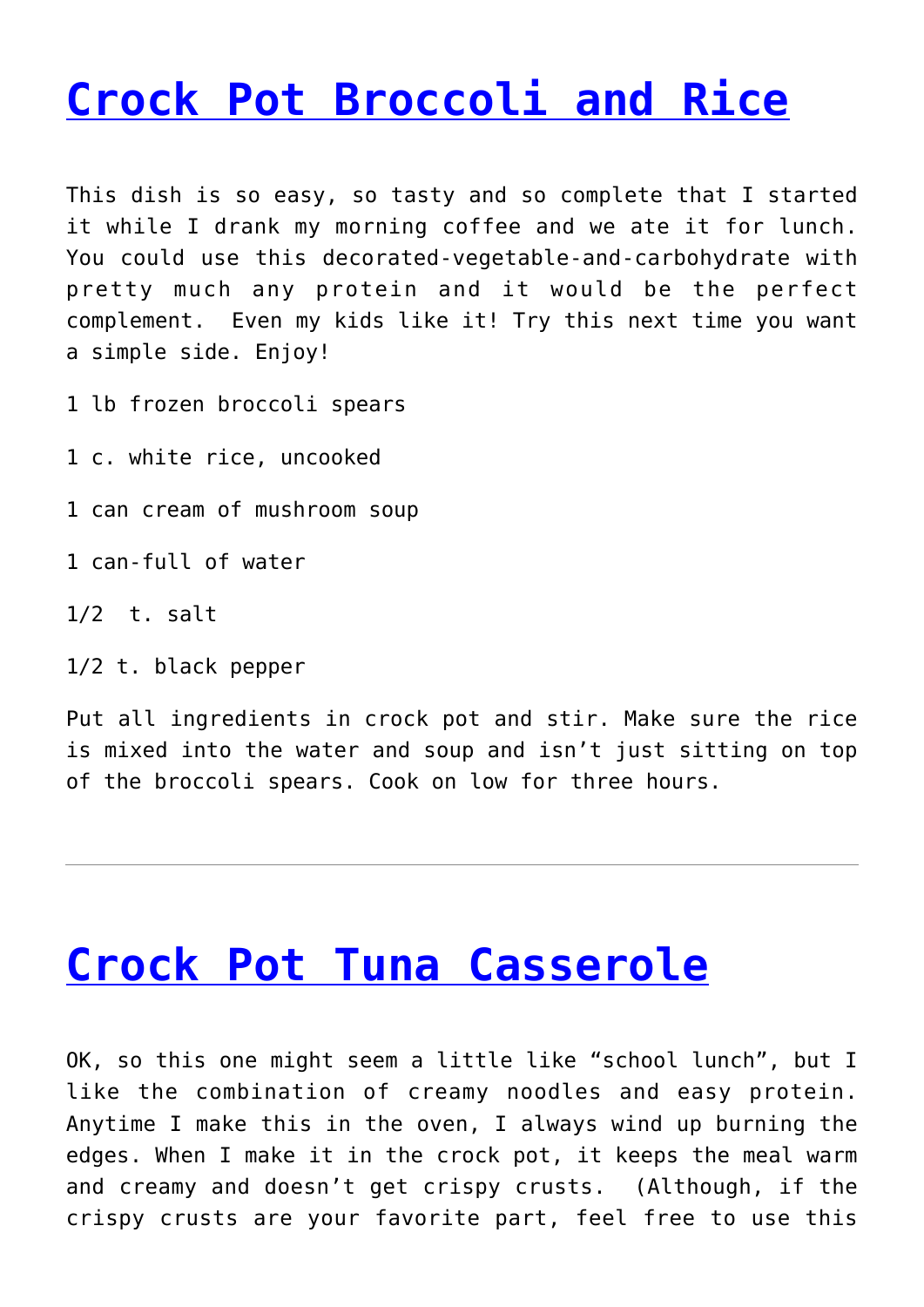# Crock Pot Broccoli and Rice

This dish is so easy, so tasty and so complete that I started it while I drank my morning coffee and we ate it for lunch. You could use this decorated-vegetable-and-carbohydrate with pretty much any protein and it would be the perfect complement. Even my kids like it! Try this next time you want a simple side. Enjoy!

1 lb frozen broccoli spears

1 c. white rice, uncooked

1 can cream of mushroom soup

1 can-full of water

1/2 t. salt

1/2 t. black pepper

Put all ingredients in crock pot and stir. Make sure the rice is mixed into the water and soup and isn't just sitting on top of the broccoli spears. Cook on low for three hours.

---

# Crock Pot Tuna Casserole

OK, so this one might seem a little like "school lunch", but I like the combination of creamy noodles and easy protein. Anytime I make this in the oven, I always wind up burning the edges. When I make it in the crock pot, it keeps the meal warm and creamy and doesn't get crispy crusts. (Although, if the crispy crusts are your favorite part, feel free to use this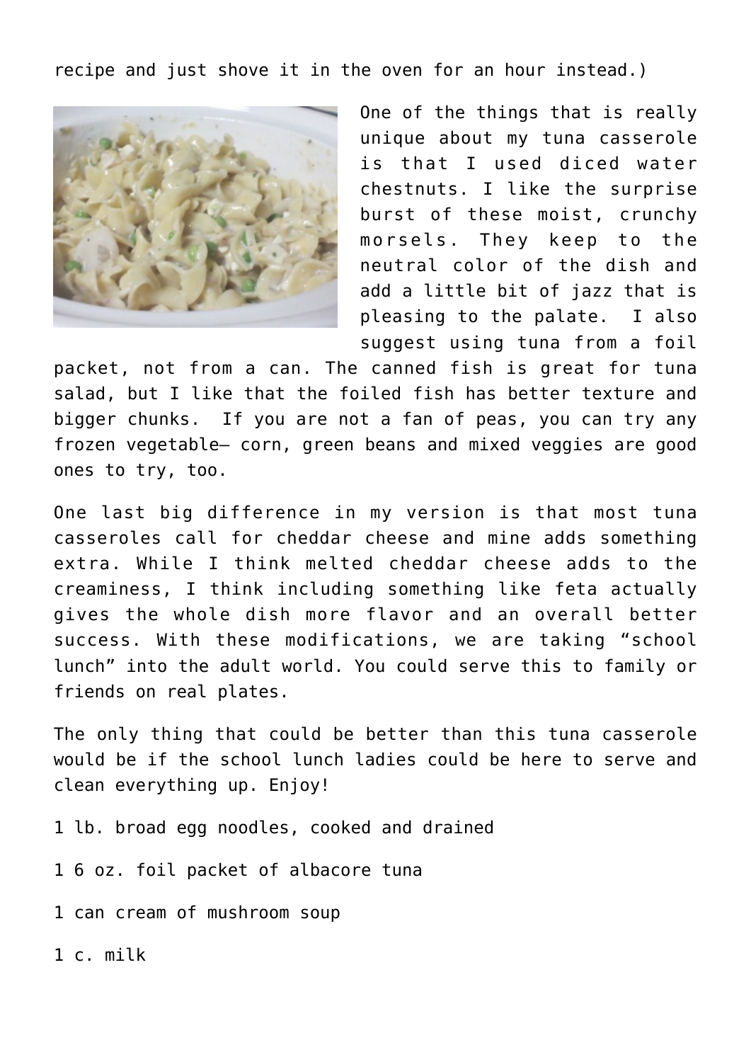recipe and just shove it in the oven for an hour instead.)

One of the things that is really unique about my tuna casserole is that I used diced water chestnuts. I like the surprise burst of these moist, crunchy morsels. They keep to the neutral color of the dish and add a little bit of jazz that is pleasing to the palate. I also suggest using tuna from a foil packet, not from a can. The canned fish is great for tuna salad, but I like that the foiled fish has better texture and bigger chunks. If you are not a fan of peas, you can try any frozen vegetable– corn, green beans and mixed veggies are good ones to try, too.

One last big difference in my version is that most tuna casseroles call for cheddar cheese and mine adds something extra. While I think melted cheddar cheese adds to the creaminess, I think including something like feta actually gives the whole dish more flavor and an overall better success. With these modifications, we are taking "school lunch" into the adult world. You could serve this to family or friends on real plates.

The only thing that could be better than this tuna casserole would be if the school lunch ladies could be here to serve and clean everything up. Enjoy!

1 lb. broad egg noodles, cooked and drained

1 6 oz. foil packet of albacore tuna

1 can cream of mushroom soup

1 c. milk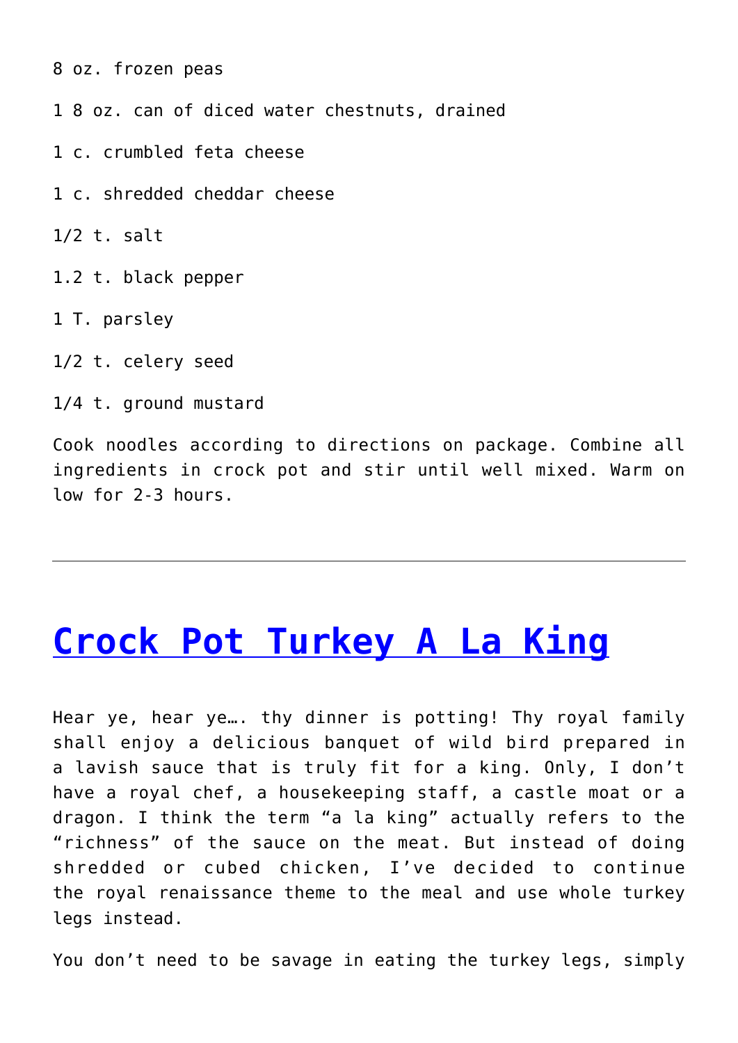8 oz. frozen peas

1 8 oz. can of diced water chestnuts, drained

1 c. crumbled feta cheese

1 c. shredded cheddar cheese

1/2 t. salt

1.2 t. black pepper

1 T. parsley

1/2 t. celery seed

1/4 t. ground mustard

Cook noodles according to directions on package. Combine all ingredients in crock pot and stir until well mixed. Warm on low for 2-3 hours.

---

## [Crock Pot Turkey A La King]()

Hear ye, hear ye…. thy dinner is potting! Thy royal family shall enjoy a delicious banquet of wild bird prepared in a lavish sauce that is truly fit for a king. Only, I don't have a royal chef, a housekeeping staff, a castle moat or a dragon. I think the term "a la king" actually refers to the "richness" of the sauce on the meat. But instead of doing shredded or cubed chicken, I've decided to continue the royal renaissance theme to the meal and use whole turkey legs instead.

You don't need to be savage in eating the turkey legs, simply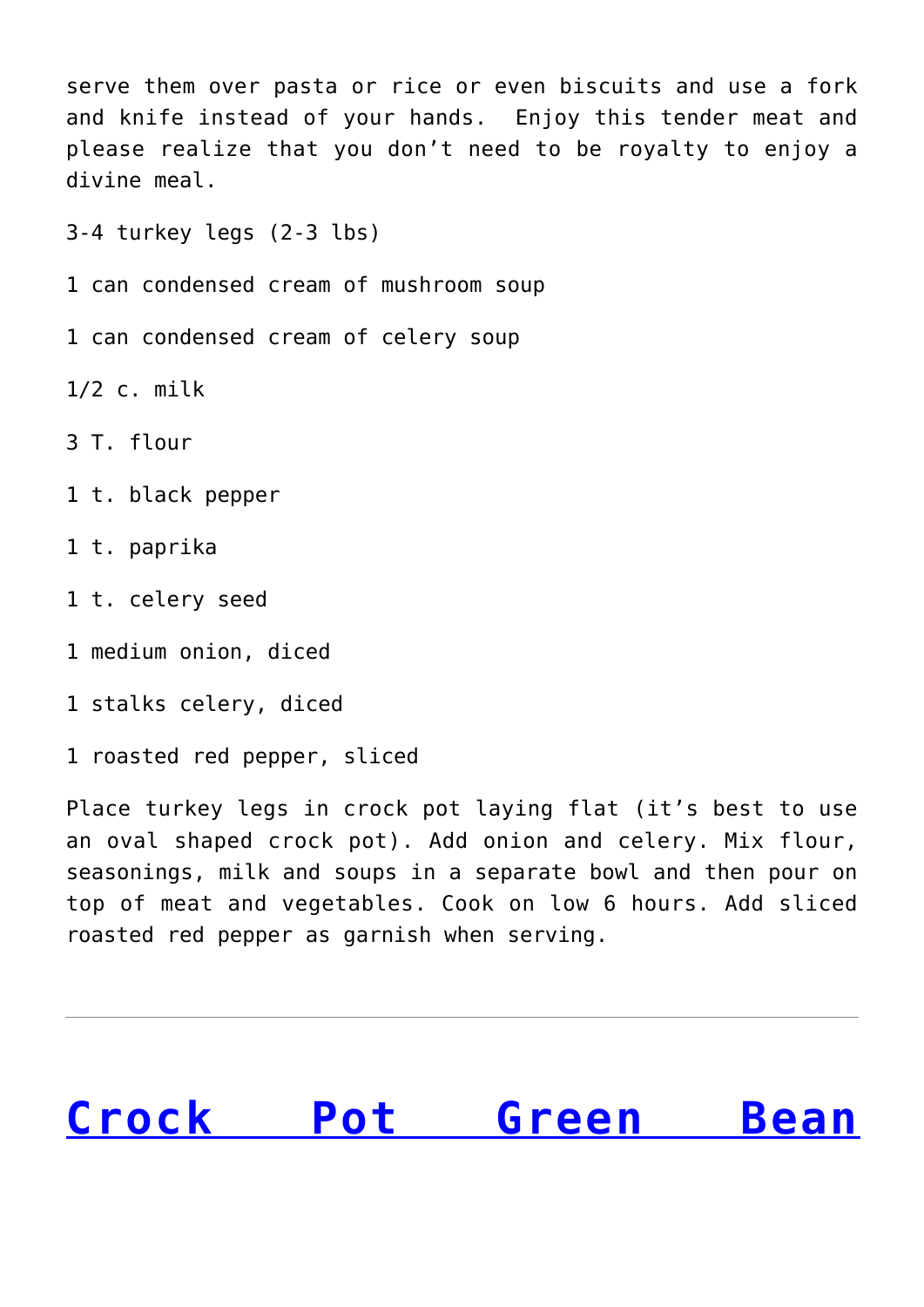serve them over pasta or rice or even biscuits and use a fork and knife instead of your hands.  Enjoy this tender meat and please realize that you don't need to be royalty to enjoy a divine meal.

3-4 turkey legs (2-3 lbs)

1 can condensed cream of mushroom soup

1 can condensed cream of celery soup

1/2 c. milk

3 T. flour

1 t. black pepper

1 t. paprika

1 t. celery seed

1 medium onion, diced

1 stalks celery, diced

1 roasted red pepper, sliced

Place turkey legs in crock pot laying flat (it's best to use an oval shaped crock pot). Add onion and celery. Mix flour, seasonings, milk and soups in a separate bowl and then pour on top of meat and vegetables. Cook on low 6 hours. Add sliced roasted red pepper as garnish when serving.

---

# Crock Pot Green Bean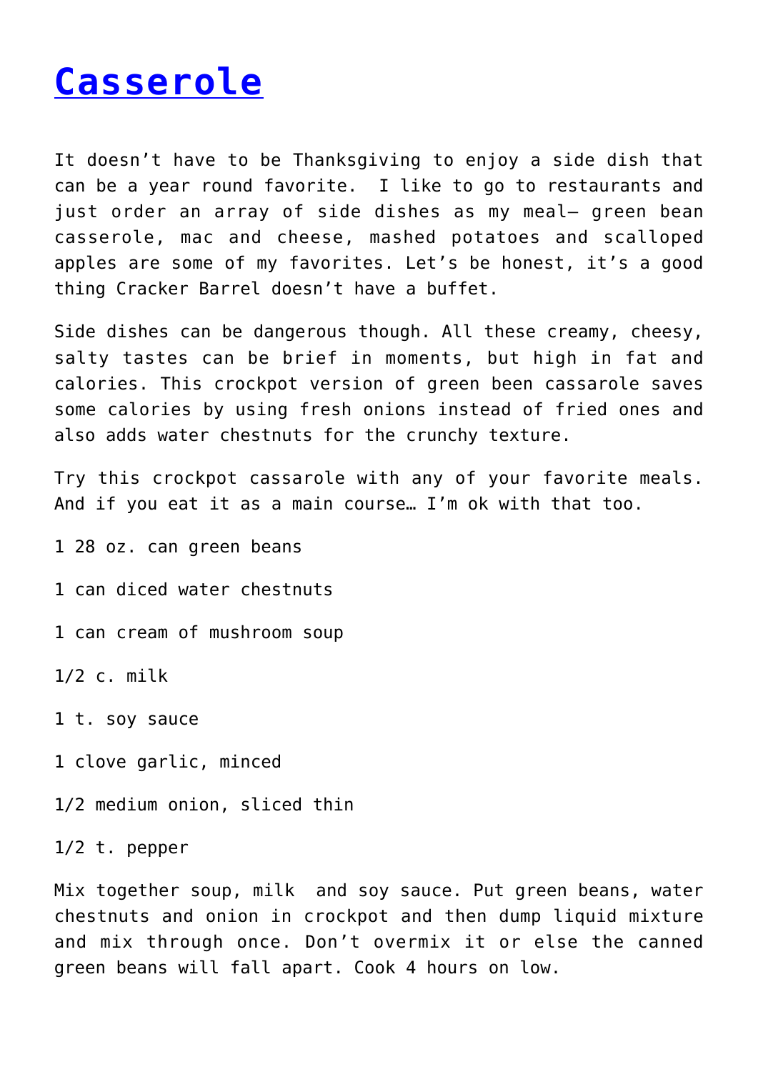# [Casserole]

It doesn't have to be Thanksgiving to enjoy a side dish that can be a year round favorite.  I like to go to restaurants and just order an array of side dishes as my meal– green bean casserole, mac and cheese, mashed potatoes and scalloped apples are some of my favorites. Let's be honest, it's a good thing Cracker Barrel doesn't have a buffet.

Side dishes can be dangerous though. All these creamy, cheesy, salty tastes can be brief in moments, but high in fat and calories. This crockpot version of green been cassarole saves some calories by using fresh onions instead of fried ones and also adds water chestnuts for the crunchy texture.

Try this crockpot cassarole with any of your favorite meals. And if you eat it as a main course… I'm ok with that too.

1 28 oz. can green beans

1 can diced water chestnuts

1 can cream of mushroom soup

1/2 c. milk

1 t. soy sauce

1 clove garlic, minced

1/2 medium onion, sliced thin

1/2 t. pepper

Mix together soup, milk  and soy sauce. Put green beans, water chestnuts and onion in crockpot and then dump liquid mixture and mix through once. Don't overmix it or else the canned green beans will fall apart. Cook 4 hours on low.